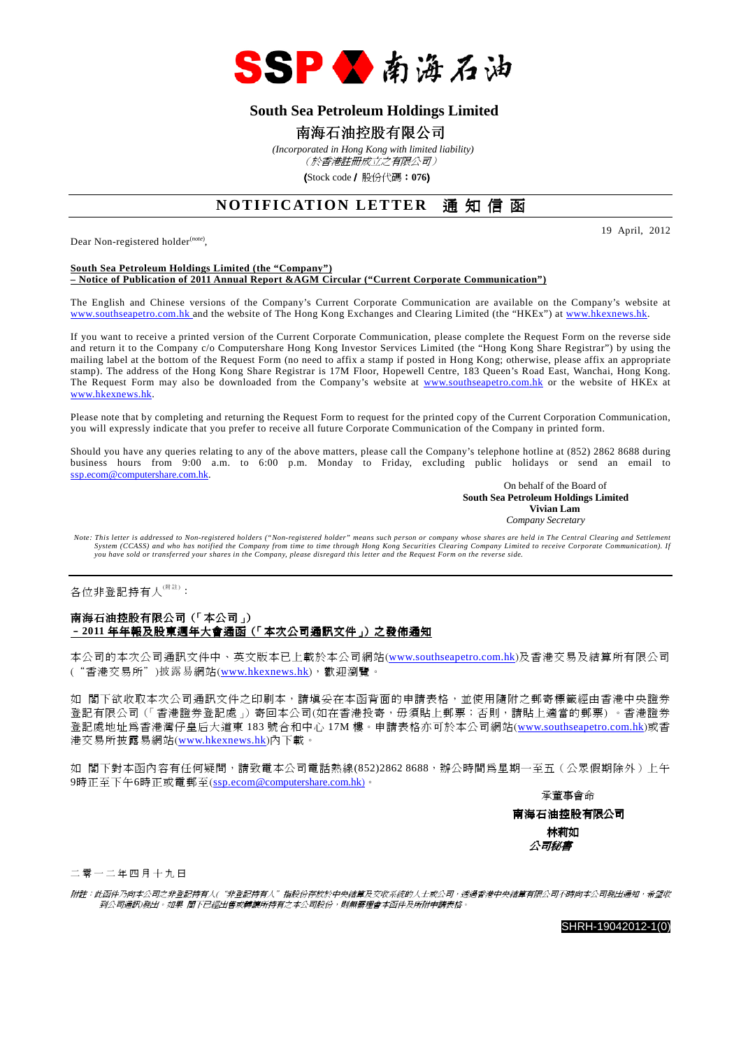SSP 南海石油

# South Sea Petroleum Holdings Limited

# 南海石油控股有限公司

*(Incorporated in Hong Kong with limited liability)*
*（於香港註冊成立之有限公司）*

**(**Stock code **/** 股份代碼：**076)**

## NOTIFICATION LETTER 通 知 信 函

19 April, 2012

Dear Non-registered holder(note),

**South Sea Petroleum Holdings Limited (the "Company")**
**– Notice of Publication of 2011 Annual Report &AGM Circular ("Current Corporate Communication")**

The English and Chinese versions of the Company's Current Corporate Communication are available on the Company's website at www.southseapetro.com.hk and the website of The Hong Kong Exchanges and Clearing Limited (the "HKEx") at www.hkexnews.hk.

If you want to receive a printed version of the Current Corporate Communication, please complete the Request Form on the reverse side and return it to the Company c/o Computershare Hong Kong Investor Services Limited (the "Hong Kong Share Registrar") by using the mailing label at the bottom of the Request Form (no need to affix a stamp if posted in Hong Kong; otherwise, please affix an appropriate stamp). The address of the Hong Kong Share Registrar is 17M Floor, Hopewell Centre, 183 Queen's Road East, Wanchai, Hong Kong. The Request Form may also be downloaded from the Company's website at www.southseapetro.com.hk or the website of HKEx at www.hkexnews.hk.

Please note that by completing and returning the Request Form to request for the printed copy of the Current Corporation Communication, you will expressly indicate that you prefer to receive all future Corporate Communication of the Company in printed form.

Should you have any queries relating to any of the above matters, please call the Company's telephone hotline at (852) 2862 8688 during business hours from 9:00 a.m. to 6:00 p.m. Monday to Friday, excluding public holidays or send an email to ssp.ecom@computershare.com.hk.

On behalf of the Board of
**South Sea Petroleum Holdings Limited**
**Vivian Lam**
*Company Secretary*

*Note: This letter is addressed to Non-registered holders ("Non-registered holder" means such person or company whose shares are held in The Central Clearing and Settlement System (CCASS) and who has notified the Company from time to time through Hong Kong Securities Clearing Company Limited to receive Corporate Communication). If you have sold or transferred your shares in the Company, please disregard this letter and the Request Form on the reverse side.*

---

各位非登記持有人(附註)：

**南海石油控股有限公司（「本公司」）**
**– 2011 年年報及股東週年大會通函（「本次公司通訊文件」）之發佈通知**

本公司的本次公司通訊文件中、英文版本已上載於本公司網站(www.southseapetro.com.hk)及香港交易及結算所有限公司("香港交易所")披露易網站(www.hkexnews.hk)，歡迎瀏覽。

如 閣下欲收取本次公司通訊文件之印刷本，請填妥在本函背面的申請表格，並使用隨附之郵寄標籤經由香港中央證券登記有限公司（「香港證券登記處」）寄回本公司(如在香港投寄，毋須貼上郵票；否則，請貼上適當的郵票）。香港證券登記處地址爲香港灣仔皇后大道東 183 號合和中心 17M 樓。申請表格亦可於本公司網站(www.southseapetro.com.hk)或香港交易所披露易網站(www.hkexnews.hk)內下載。

如 閣下對本函內容有任何疑問，請致電本公司電話熱線(852)2862 8688，辦公時間爲星期一至五（公眾假期除外）上午9時正至下午6時正或電郵至(ssp.ecom@computershare.com.hk)。

承董事會命
**南海石油控股有限公司**
**林莉如**
***公司秘書***

二零一二年四月十九日

*附註：此函件乃向本公司之非登記持有人("非登記持有人"指股份存放於中央結算及交收系統的人士或公司，透過香港中央結算有限公司不時向本公司發出通知，希望收到公司通訊)發出。如果 閣下已經出售或轉讓所持有之本公司股份，則無需理會本函件及所附申請表格。*

SHRH-19042012-1(0)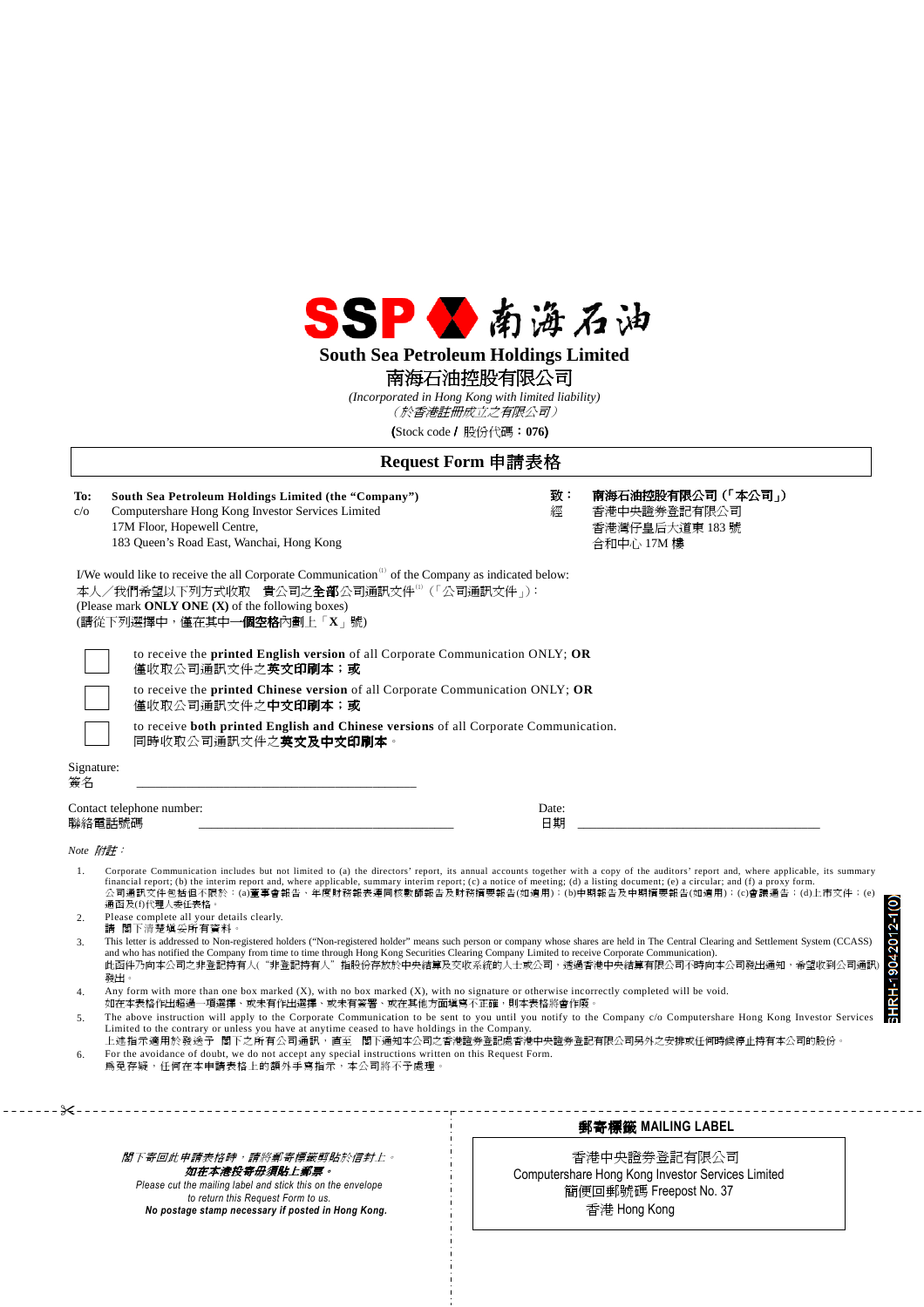**SSP 南海石油**

# South Sea Petroleum Holdings Limited

# 南海石油控股有限公司

*(Incorporated in Hong Kong with limited liability)*
*（於香港註冊成立之有限公司）*

**(**Stock code **/** 股份代碼：**076)**

## Request Form 申請表格

| | |
|---|---|
| **To:** **South Sea Petroleum Holdings Limited (the "Company")** | **致：** **南海石油控股有限公司（「本公司」）** |
| c/o Computershare Hong Kong Investor Services Limited | 經 香港中央證券登記有限公司 |
| 17M Floor, Hopewell Centre, | 香港灣仔皇后大道東 183 號 |
| 183 Queen's Road East, Wanchai, Hong Kong | 合和中心 17M 樓 |

I/We would like to receive the all Corporate Communication[1] of the Company as indicated below:
本人／我們希望以下列方式收取　貴公司之**全部**公司通訊文件[1]（「公司通訊文件」）：
(Please mark **ONLY ONE (X)** of the following boxes)
(請從下列選擇中，僅在其中**一個空格**內劃上「**X**」號)

☐ to receive the **printed English version** of all Corporate Communication ONLY; **OR**
僅收取公司通訊文件之**英文印刷本；或**

☐ to receive the **printed Chinese version** of all Corporate Communication ONLY; **OR**
僅收取公司通訊文件之**中文印刷本；或**

☐ to receive **both printed English and Chinese versions** of all Corporate Communication.
同時收取公司通訊文件之**英文及中文印刷本**。

Signature:
簽名 \_\_\_\_\_\_\_\_\_\_\_\_\_\_\_\_\_\_\_\_\_\_\_\_\_\_\_\_\_\_\_\_\_\_\_\_

Contact telephone number:
聯絡電話號碼 \_\_\_\_\_\_\_\_\_\_\_\_\_\_\_\_\_\_\_\_\_\_\_\_\_\_\_\_

Date:
日期 \_\_\_\_\_\_\_\_\_\_\_\_\_\_\_\_\_\_\_\_\_\_\_\_\_\_\_\_

*Note 附註：*

1. Corporate Communication includes but not limited to (a) the directors' report, its annual accounts together with a copy of the auditors' report and, where applicable, its summary financial report; (b) the interim report and, where applicable, summary interim report; (c) a notice of meeting; (d) a listing document; (e) a circular; and (f) a proxy form.
公司通訊文件包括但不限於：(a)董事會報告、年度財務報表連同核數師報告及財務摘要報告(如適用)；(b)中期報告及中期摘要報告(如適用)；(c)會議通告；(d)上市文件；(e)通函及(f)代理人委任表格。
2. Please complete all your details clearly.
請 閣下清楚填妥所有資料。
3. This letter is addressed to Non-registered holders ("Non-registered holder" means such person or company whose shares are held in The Central Clearing and Settlement System (CCASS) and who has notified the Company from time to time through Hong Kong Securities Clearing Company Limited to receive Corporate Communication).
此函件乃向本公司之非登記持有人("非登記持有人"指股份存放於中央結算及交收系統的人士或公司，透過香港中央結算有限公司不時向本公司發出通知，希望收到公司通訊)發出。
4. Any form with more than one box marked (X), with no box marked (X), with no signature or otherwise incorrectly completed will be void.
如在本表格作出超過一項選擇、或未有作出選擇、或未有簽署、或在其他方面填寫不正確，則本表格將會作廢。
5. The above instruction will apply to the Corporate Communication to be sent to you until you notify to the Company c/o Computershare Hong Kong Investor Services Limited to the contrary or unless you have at anytime ceased to have holdings in the Company.
上述指示適用於發送予 閣下之所有公司通訊，直至 閣下通知本公司之香港證券登記處香港中央證券登記有限公司另外之安排或任何時候停止持有本公司的股份。
6. For the avoidance of doubt, we do not accept any special instructions written on this Request Form.
為免存疑，任何在本申請表格上的額外手寫指示，本公司將不予處理。

SHRH-19042012-1(0)

✂- - - - - - - - - - - - - - - - - - - - - - - - - - - - - - - - - - - -

*閣下寄回此申請表格時，請將郵寄標籤剪貼於信封上。*
***如在本港投寄毋須貼上郵票。***
*Please cut the mailing label and stick this on the envelope to return this Request Form to us.*
***No postage stamp necessary if posted in Hong Kong.***

**郵寄標籤 MAILING LABEL**

香港中央證券登記有限公司
Computershare Hong Kong Investor Services Limited
簡便回郵號碼 Freepost No. 37
香港 Hong Kong